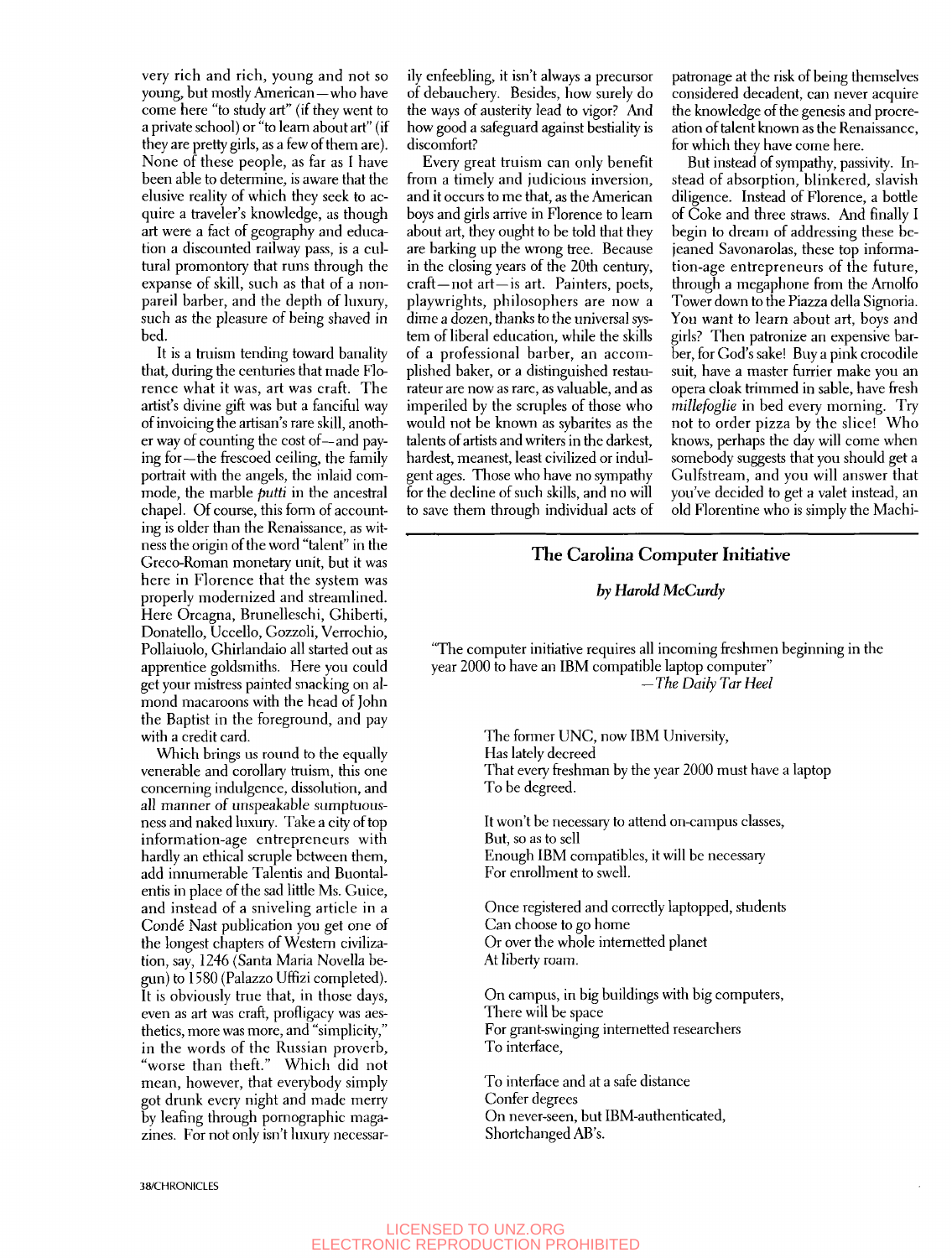very rich and rich, young and not so young, but mostly American—who have come here "to study art" (if they went to a private school) or "to learn about art" (if they are pretty girls, as a few of them are). None of these people, as far as I have been able to determine, is aware that the elusive reality of which they seek to acquire a traveler's knowledge, as though art were a fact of geography and education a discounted railway pass, is a cultural promontory that runs through the expanse of skill, such as that of a nonpareil barber, and the depth of luxury, such as the pleasure of being shaved in bed.

It is a truism tending toward banality that, during the centuries that made Florence what it was, art was craft. The artist's divine gift was but a fanciful way of invoicing the artisan's rare skill, another way of counting the cost of—and paying for—the frescoed ceiling, the family portrait with the angels, the inlaid commode, the marble *putti* in the ancestral chapel. Of course, this form of accounting is older than the Renaissance, as witness the origin of the word "talent" in the Greco-Roman monetary unit, but it was here in Florence that the system was properly modernized and streamlined. Here Orcagna, Brunelleschi, Ghiberti, Donatello, Uccello, Gozzoli, Verrochio, Pollaiuolo, Ghirlandaio all started out as apprentice goldsmiths. Here you could get your mistress painted snacking on almond macaroons with the head of John the Baptist in the foreground, and pay with a credit card.

Which brings us round to the equally venerable and corollary truism, this one concerning indulgence, dissolution, and all manner of unspeakable sumptuousness and naked luxury. Take a city of top information-age entrepreneurs with hardly an ethical scruple between them, add innumerable Talentis and Buontalentis in place of the sad little Ms. Guice, and instead of a sniveling article in a Condé Nast publication you get one of the longest chapters of Western civilization, say, 1246 (Santa Maria Novella begun) to 1580 (Palazzo Uffizi completed). It is obviously true that, in those days, even as art was craft, profligacy was aesthetics, more was more, and "simplicity," in the words of the Russian proverb, "worse than theft." Which did not mean, however, that everybody simply got drunk every night and made merry by leafing through pornographic magazines. For not only isn't luxury necessarily enfeebling, it isn't always a precursor of debauchery. Besides, how surely do the ways of austerity lead to vigor? And how good a safeguard against bestiality is discomfort?

Every great truism can only benefit from a timely and judicious inversion, and it occurs to me that, as the American boys and girls arrive in Florence to learn about art, they ought to be told that they are barking up the wrong tree. Because in the closing years of the 20th century, craft—not art—is art. Painters, poets, playwrights, philosophers are now a dime a dozen, thanks to the universal system of liberal education, while the skills of a professional barber, an accomplished baker, or a distinguished restaurateur are now as rare, as valuable, and as imperiled by the scruples of those who would not be known as sybarites as the talents of artists and writers in the darkest, hardest, meanest, least civilized or indulgent ages. Those who have no sympathy for the decline of such skills, and no will to save them through individual acts of patronage at the risk of being themselves considered decadent, can never acquire the knowledge of the genesis and procreation of talent known as the Renaissance, for which they have come here.

But instead of sympathy, passivity. Instead of absorption, blinkered, slavish diligence. Instead of Florence, a bottle of Coke and three straws. And finally I begin to dream of addressing these bejeaned Savonarolas, these top information-age entrepreneurs of the future, through a megaphone from the Arnolfo Tower down to the Piazza della Signoria. You want to learn about art, boys and girls? Then patronize an expensive barber, for God's sake! Buy a pink crocodile suit, have a master furrier make you an opera cloak trimmed in sable, have fresh *millefoglie* in bed every morning. Try not to order pizza by the slice! Who knows, perhaps the day will come when somebody suggests that you should get a Gulfstream, and you will answer that you've decided to get a valet instead, an old Florentine who is simply the Machi-

## The Carolina Computer Initiative

*by Harold McCurdy*

"The computer initiative requires all incoming freshmen beginning in the year 2000 to have an IBM compatible laptop computer"
—*The Daily Tar Heel*

The former UNC, now IBM University,
Has lately decreed
That every freshman by the year 2000 must have a laptop
To be degreed.

It won't be necessary to attend on-campus classes,
But, so as to sell
Enough IBM compatibles, it will be necessary
For enrollment to swell.

Once registered and correctly laptopped, students
Can choose to go home
Or over the whole internetted planet
At liberty roam.

On campus, in big buildings with big computers,
There will be space
For grant-swinging internetted researchers
To interface,

To interface and at a safe distance
Confer degrees
On never-seen, but IBM-authenticated,
Shortchanged AB's.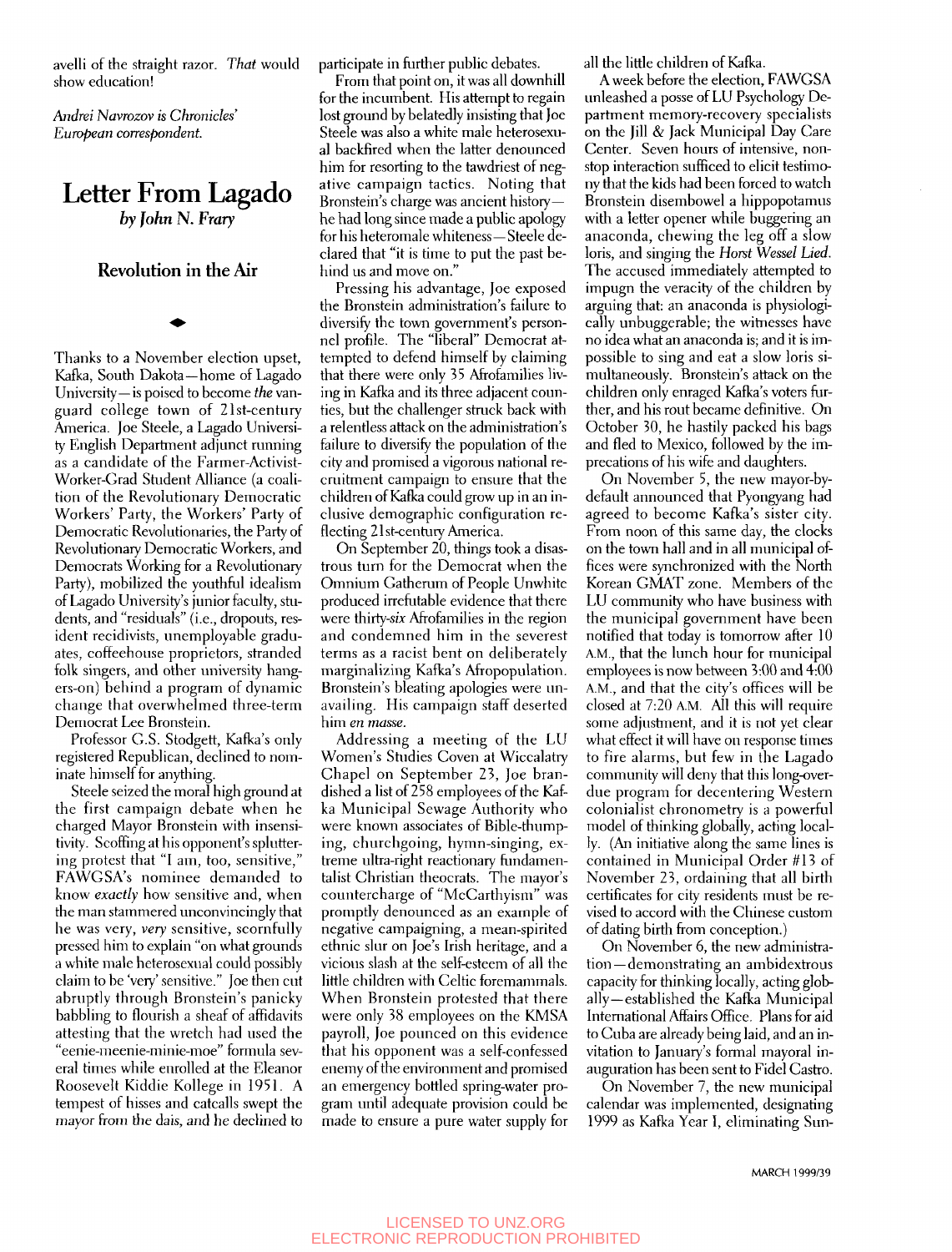avelli of the straight razor. *That* would show education!

*Andrei Navrozov is Chronicles' European correspondent.*

# Letter From Lagado

*by John N. Frary*

## Revolution in the Air

Thanks to a November election upset, Kafka, South Dakota—home of Lagado University—is poised to become *the* vanguard college town of 21st-century America. Joe Steele, a Lagado University English Department adjunct running as a candidate of the Farmer-Activist-Worker-Grad Student Alliance (a coalition of the Revolutionary Democratic Workers' Party, the Workers' Party of Democratic Revolutionaries, the Party of Revolutionary Democratic Workers, and Democrats Working for a Revolutionary Party), mobilized the youthful idealism of Lagado University's junior faculty, students, and "residuals" (i.e., dropouts, resident recidivists, unemployable graduates, coffeehouse proprietors, stranded folk singers, and other university hangers-on) behind a program of dynamic change that overwhelmed three-term Democrat Lee Bronstein.

Professor G.S. Stodgett, Kafka's only registered Republican, declined to nominate himself for anything.

Steele seized the moral high ground at the first campaign debate when he charged Mayor Bronstein with insensitivity. Scoffing at his opponent's spluttering protest that "I am, too, sensitive," FAWGSA's nominee demanded to know *exactly* how sensitive and, when the man stammered unconvincingly that he was very, *very* sensitive, scornfully pressed him to explain "on what grounds a white male heterosexual could possibly claim to be 'very' sensitive." Joe then cut abruptly through Bronstein's panicky babbling to flourish a sheaf of affidavits attesting that the wretch had used the "eenie-meenie-minie-moe" formula several times while enrolled at the Eleanor Roosevelt Kiddie Kollege in 1951. A tempest of hisses and catcalls swept the mayor from the dais, and he declined to participate in further public debates.

From that point on, it was all downhill for the incumbent. His attempt to regain lost ground by belatedly insisting that Joe Steele was also a white male heterosexual backfired when the latter denounced him for resorting to the tawdriest of negative campaign tactics. Noting that Bronstein's charge was ancient history—he had long since made a public apology for his heteromale whiteness—Steele declared that "it is time to put the past behind us and move on."

Pressing his advantage, Joe exposed the Bronstein administration's failure to diversify the town government's personnel profile. The "liberal" Democrat attempted to defend himself by claiming that there were only 35 Afrofamilies living in Kafka and its three adjacent counties, but the challenger struck back with a relentless attack on the administration's failure to diversify the population of the city and promised a vigorous national recruitment campaign to ensure that the children of Kafka could grow up in an inclusive demographic configuration reflecting 21st-century America.

On September 20, things took a disastrous turn for the Democrat when the Omnium Gatherum of People Unwhite produced irrefutable evidence that there were thirty-*six* Afrofamilies in the region and condemned him in the severest terms as a racist bent on deliberately marginalizing Kafka's Afropopulation. Bronstein's bleating apologies were unavailing. His campaign staff deserted him *en masse*.

Addressing a meeting of the LU Women's Studies Coven at Wiccalatry Chapel on September 23, Joe brandished a list of 258 employees of the Kafka Municipal Sewage Authority who were known associates of Bible-thumping, churchgoing, hymn-singing, extreme ultra-right reactionary fundamentalist Christian theocrats. The mayor's countercharge of "McCarthyism" was promptly denounced as an example of negative campaigning, a mean-spirited ethnic slur on Joe's Irish heritage, and a vicious slash at the self-esteem of all the little children with Celtic foremammals. When Bronstein protested that there were only 38 employees on the KMSA payroll, Joe pounced on this evidence that his opponent was a self-confessed enemy of the environment and promised an emergency bottled spring-water program until adequate provision could be made to ensure a pure water supply for all the little children of Kafka.

A week before the election, FAWGSA unleashed a posse of LU Psychology Department memory-recovery specialists on the Jill & Jack Municipal Day Care Center. Seven hours of intensive, nonstop interaction sufficed to elicit testimony that the kids had been forced to watch Bronstein disembowel a hippopotamus with a letter opener while buggering an anaconda, chewing the leg off a slow loris, and singing the *Horst Wessel Lied*. The accused immediately attempted to impugn the veracity of the children by arguing that: an anaconda is physiologically unbuggerable; the witnesses have no idea what an anaconda is; and it is impossible to sing and eat a slow loris simultaneously. Bronstein's attack on the children only enraged Kafka's voters further, and his rout became definitive. On October 30, he hastily packed his bags and fled to Mexico, followed by the imprecations of his wife and daughters.

On November 5, the new mayor-by-default announced that Pyongyang had agreed to become Kafka's sister city. From noon of this same day, the clocks on the town hall and in all municipal offices were synchronized with the North Korean GMAT zone. Members of the LU community who have business with the municipal government have been notified that today is tomorrow after 10 A.M., that the lunch hour for municipal employees is now between 3:00 and 4:00 A.M., and that the city's offices will be closed at 7:20 A.M. All this will require some adjustment, and it is not yet clear what effect it will have on response times to fire alarms, but few in the Lagado community will deny that this long-overdue program for decentering Western colonialist chronometry is a powerful model of thinking globally, acting locally. (An initiative along the same lines is contained in Municipal Order #13 of November 23, ordaining that all birth certificates for city residents must be revised to accord with the Chinese custom of dating birth from conception.)

On November 6, the new administration—demonstrating an ambidextrous capacity for thinking locally, acting globally—established the Kafka Municipal International Affairs Office. Plans for aid to Cuba are already being laid, and an invitation to January's formal mayoral inauguration has been sent to Fidel Castro.

On November 7, the new municipal calendar was implemented, designating 1999 as Kafka Year I, eliminating Sun-